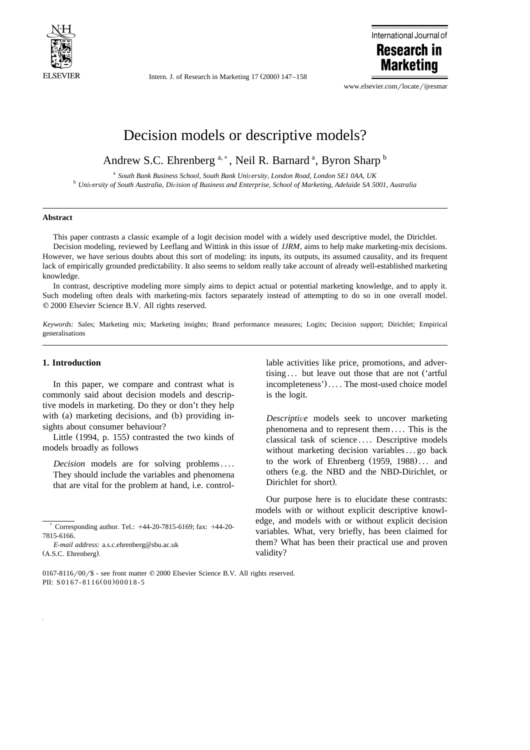# Decision models or descriptive models?

Andrew S.C. Ehrenberg [a,*], Neil R. Barnard [a], Byron Sharp [b]

[a] *South Bank Business School, South Bank University, London Road, London SE1 0AA, UK*

[b] *University of South Australia, Division of Business and Enterprise, School of Marketing, Adelaide SA 5001, Australia*

---

**Abstract**

This paper contrasts a classic example of a logit decision model with a widely used descriptive model, the Dirichlet.

Decision modeling, reviewed by Leeflang and Wittink in this issue of *IJRM*, aims to help make marketing-mix decisions. However, we have serious doubts about this sort of modeling: its inputs, its outputs, its assumed causality, and its frequent lack of empirically grounded predictability. It also seems to seldom really take account of already well-established marketing knowledge.

In contrast, descriptive modeling more simply aims to depict actual or potential marketing knowledge, and to apply it. Such modeling often deals with marketing-mix factors separately instead of attempting to do so in one overall model. © 2000 Elsevier Science B.V. All rights reserved.

*Keywords:* Sales; Marketing mix; Marketing insights; Brand performance measures; Logits; Decision support; Dirichlet; Empirical generalisations

---

## 1. Introduction

In this paper, we compare and contrast what is commonly said about decision models and descriptive models in marketing. Do they or don't they help with (a) marketing decisions, and (b) providing insights about consumer behaviour?

Little (1994, p. 155) contrasted the two kinds of models broadly as follows

> *Decision* models are for solving problems.... They should include the variables and phenomena that are vital for the problem at hand, i.e. controllable activities like price, promotions, and advertising... but leave out those that are not ('artful incompleteness').... The most-used choice model is the logit.

> *Descriptive* models seek to uncover marketing phenomena and to represent them.... This is the classical task of science.... Descriptive models without marketing decision variables... go back to the work of Ehrenberg (1959, 1988)... and others (e.g. the NBD and the NBD-Dirichlet, or Dirichlet for short).

Our purpose here is to elucidate these contrasts: models with or without explicit descriptive knowledge, and models with or without explicit decision variables. What, very briefly, has been claimed for them? What has been their practical use and proven validity?

---

[*] Corresponding author. Tel.: +44-20-7815-6169; fax: +44-20-7815-6166.

*E-mail address:* a.s.c.ehrenberg@sbu.ac.uk (A.S.C. Ehrenberg).

0167-8116/00/$ - see front matter © 2000 Elsevier Science B.V. All rights reserved.
PII: S0167-8116(00)00018-5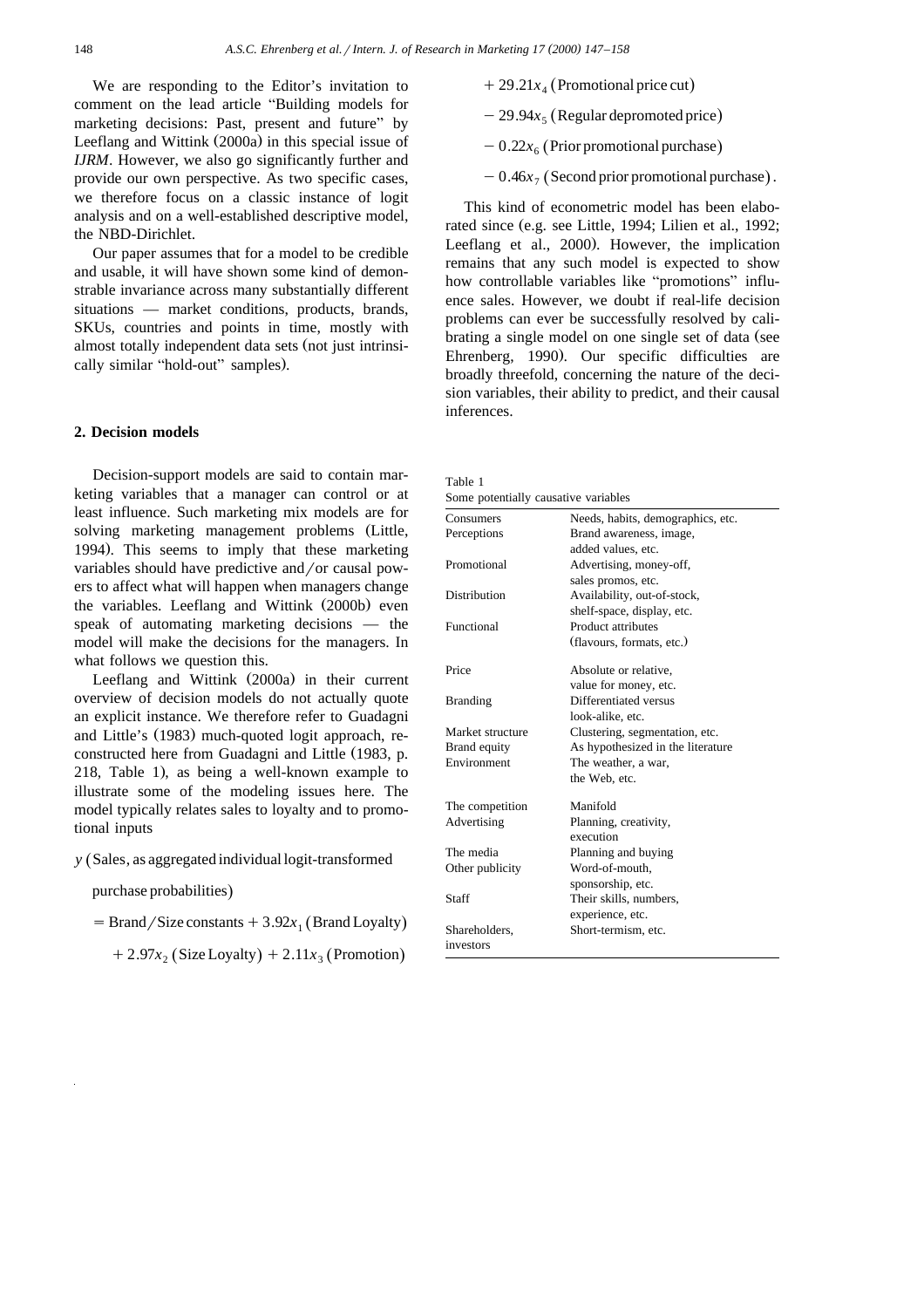We are responding to the Editor's invitation to comment on the lead article "Building models for marketing decisions: Past, present and future" by Leeflang and Wittink (2000a) in this special issue of *IJRM*. However, we also go significantly further and provide our own perspective. As two specific cases, we therefore focus on a classic instance of logit analysis and on a well-established descriptive model, the NBD-Dirichlet.

Our paper assumes that for a model to be credible and usable, it will have shown some kind of demonstrable invariance across many substantially different situations — market conditions, products, brands, SKUs, countries and points in time, mostly with almost totally independent data sets (not just intrinsically similar "hold-out" samples).

## 2. Decision models

Decision-support models are said to contain marketing variables that a manager can control or at least influence. Such marketing mix models are for solving marketing management problems (Little, 1994). This seems to imply that these marketing variables should have predictive and/or causal powers to affect what will happen when managers change the variables. Leeflang and Wittink (2000b) even speak of automating marketing decisions — the model will make the decisions for the managers. In what follows we question this.

Leeflang and Wittink (2000a) in their current overview of decision models do not actually quote an explicit instance. We therefore refer to Guadagni and Little's (1983) much-quoted logit approach, reconstructed here from Guadagni and Little (1983, p. 218, Table 1), as being a well-known example to illustrate some of the modeling issues here. The model typically relates sales to loyalty and to promotional inputs

$$
\begin{aligned}
y\ &(\text{Sales, as aggregated individual logit-transformed purchase probabilities})\\
&= \text{Brand/Size constants} + 3.92x_1\ (\text{Brand Loyalty})\\
&\quad + 2.97x_2\ (\text{Size Loyalty}) + 2.11x_3\ (\text{Promotion})\\
&\quad + 29.21x_4\ (\text{Promotional price cut})\\
&\quad - 29.94x_5\ (\text{Regular depromoted price})\\
&\quad - 0.22x_6\ (\text{Prior promotional purchase})\\
&\quad - 0.46x_7\ (\text{Second prior promotional purchase}).
\end{aligned}
$$

This kind of econometric model has been elaborated since (e.g. see Little, 1994; Lilien et al., 1992; Leeflang et al., 2000). However, the implication remains that any such model is expected to show how controllable variables like "promotions" influence sales. However, we doubt if real-life decision problems can ever be successfully resolved by calibrating a single model on one single set of data (see Ehrenberg, 1990). Our specific difficulties are broadly threefold, concerning the nature of the decision variables, their ability to predict, and their causal inferences.

Table 1
Some potentially causative variables

| | |
|---|---|
| Consumers | Needs, habits, demographics, etc. |
| Perceptions | Brand awareness, image, added values, etc. |
| Promotional | Advertising, money-off, sales promos, etc. |
| Distribution | Availability, out-of-stock, shelf-space, display, etc. |
| Functional | Product attributes (flavours, formats, etc.) |
| Price | Absolute or relative, value for money, etc. |
| Branding | Differentiated versus look-alike, etc. |
| Market structure | Clustering, segmentation, etc. |
| Brand equity | As hypothesized in the literature |
| Environment | The weather, a war, the Web, etc. |
| The competition | Manifold |
| Advertising | Planning, creativity, execution |
| The media | Planning and buying |
| Other publicity | Word-of-mouth, sponsorship, etc. |
| Staff | Their skills, numbers, experience, etc. |
| Shareholders, investors | Short-termism, etc. |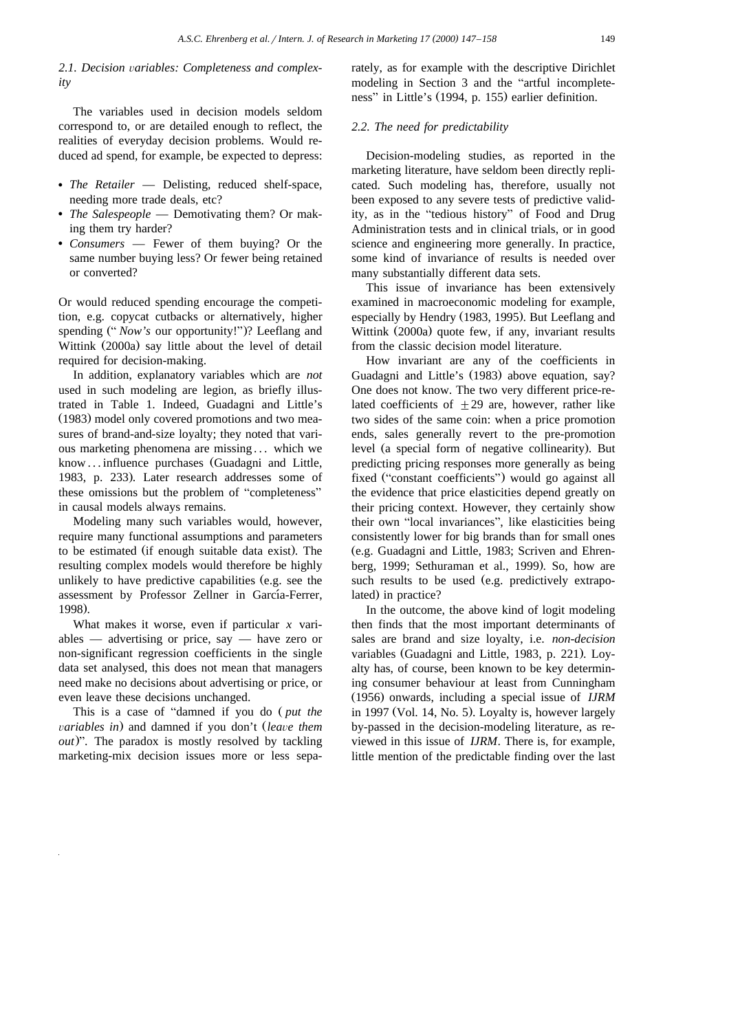### 2.1. Decision *variables*: Completeness and complexity

The variables used in decision models seldom correspond to, or are detailed enough to reflect, the realities of everyday decision problems. Would reduced ad spend, for example, be expected to depress:

- *The Retailer* — Delisting, reduced shelf-space, needing more trade deals, etc?
- *The Salespeople* — Demotivating them? Or making them try harder?
- *Consumers* — Fewer of them buying? Or the same number buying less? Or fewer being retained or converted?

Or would reduced spending encourage the competition, e.g. copycat cutbacks or alternatively, higher spending ("*Now's* our opportunity!")? Leeflang and Wittink (2000a) say little about the level of detail required for decision-making.

In addition, explanatory variables which are *not* used in such modeling are legion, as briefly illustrated in Table 1. Indeed, Guadagni and Little's (1983) model only covered promotions and two measures of brand-and-size loyalty; they noted that various marketing phenomena are missing ... which we know ... influence purchases (Guadagni and Little, 1983, p. 233). Later research addresses some of these omissions but the problem of "completeness" in causal models always remains.

Modeling many such variables would, however, require many functional assumptions and parameters to be estimated (if enough suitable data exist). The resulting complex models would therefore be highly unlikely to have predictive capabilities (e.g. see the assessment by Professor Zellner in García-Ferrer, 1998).

What makes it worse, even if particular $x$ variables — advertising or price, say — have zero or non-significant regression coefficients in the single data set analysed, this does not mean that managers need make no decisions about advertising or price, or even leave these decisions unchanged.

This is a case of "damned if you do (*put the variables in*) and damned if you don't (*leave them out*)". The paradox is mostly resolved by tackling marketing-mix decision issues more or less separately, as for example with the descriptive Dirichlet modeling in Section 3 and the "artful incompleteness" in Little's (1994, p. 155) earlier definition.

### 2.2. The need for predictability

Decision-modeling studies, as reported in the marketing literature, have seldom been directly replicated. Such modeling has, therefore, usually not been exposed to any severe tests of predictive validity, as in the "tedious history" of Food and Drug Administration tests and in clinical trials, or in good science and engineering more generally. In practice, some kind of invariance of results is needed over many substantially different data sets.

This issue of invariance has been extensively examined in macroeconomic modeling for example, especially by Hendry (1983, 1995). But Leeflang and Wittink (2000a) quote few, if any, invariant results from the classic decision model literature.

How invariant are any of the coefficients in Guadagni and Little's (1983) above equation, say? One does not know. The two very different price-related coefficients of $\pm 29$ are, however, rather like two sides of the same coin: when a price promotion ends, sales generally revert to the pre-promotion level (a special form of negative collinearity). But predicting pricing responses more generally as being fixed ("constant coefficients") would go against all the evidence that price elasticities depend greatly on their pricing context. However, they certainly show their own "local invariances", like elasticities being consistently lower for big brands than for small ones (e.g. Guadagni and Little, 1983; Scriven and Ehrenberg, 1999; Sethuraman et al., 1999). So, how are such results to be used (e.g. predictively extrapolated) in practice?

In the outcome, the above kind of logit modeling then finds that the most important determinants of sales are brand and size loyalty, i.e. *non-decision* variables (Guadagni and Little, 1983, p. 221). Loyalty has, of course, been known to be key determining consumer behaviour at least from Cunningham (1956) onwards, including a special issue of *IJRM* in 1997 (Vol. 14, No. 5). Loyalty is, however largely by-passed in the decision-modeling literature, as reviewed in this issue of *IJRM*. There is, for example, little mention of the predictable finding over the last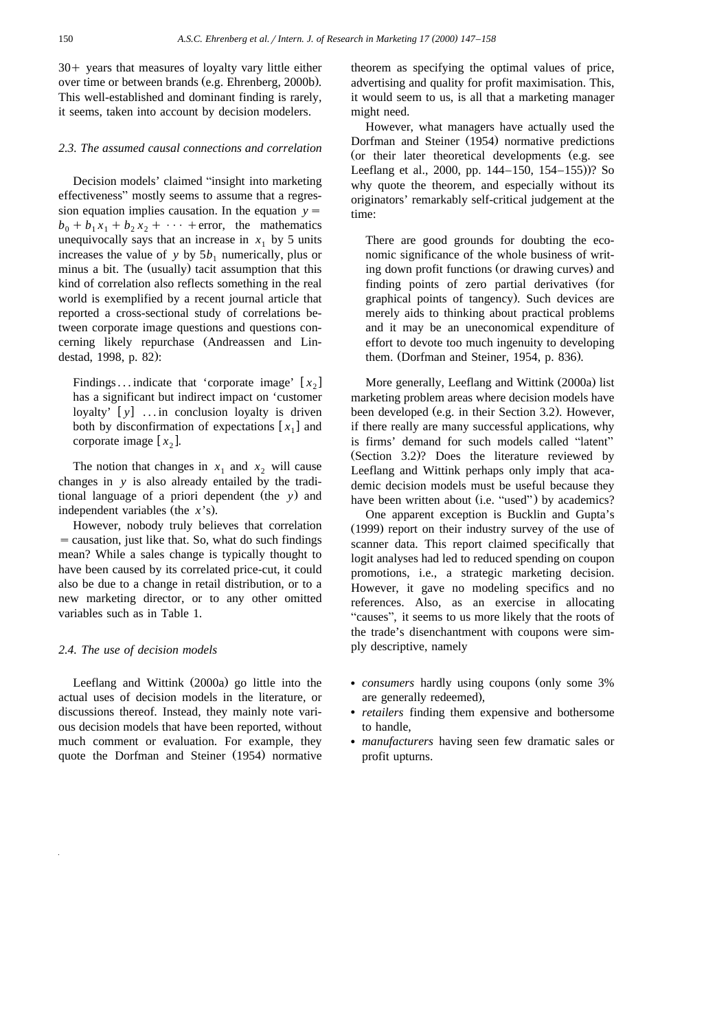30+ years that measures of loyalty vary little either over time or between brands (e.g. Ehrenberg, 2000b). This well-established and dominant finding is rarely, it seems, taken into account by decision modelers.

### 2.3. The assumed causal connections and correlation

Decision models' claimed "insight into marketing effectiveness" mostly seems to assume that a regression equation implies causation. In the equation $y = b_0 + b_1 x_1 + b_2 x_2 + \cdots + \text{error}$, the mathematics unequivocally says that an increase in $x_1$ by 5 units increases the value of $y$ by $5b_1$ numerically, plus or minus a bit. The (usually) tacit assumption that this kind of correlation also reflects something in the real world is exemplified by a recent journal article that reported a cross-sectional study of correlations between corporate image questions and questions concerning likely repurchase (Andreassen and Lindestad, 1998, p. 82):

> Findings ... indicate that 'corporate image' [$x_2$] has a significant but indirect impact on 'customer loyalty' [$y$] ... in conclusion loyalty is driven both by disconfirmation of expectations [$x_1$] and corporate image [$x_2$].

The notion that changes in $x_1$ and $x_2$ will cause changes in $y$ is also already entailed by the traditional language of a priori dependent (the $y$) and independent variables (the $x$'s).

However, nobody truly believes that correlation = causation, just like that. So, what do such findings mean? While a sales change is typically thought to have been caused by its correlated price-cut, it could also be due to a change in retail distribution, or to a new marketing director, or to any other omitted variables such as in Table 1.

### 2.4. The use of decision models

Leeflang and Wittink (2000a) go little into the actual uses of decision models in the literature, or discussions thereof. Instead, they mainly note various decision models that have been reported, without much comment or evaluation. For example, they quote the Dorfman and Steiner (1954) normative theorem as specifying the optimal values of price, advertising and quality for profit maximisation. This, it would seem to us, is all that a marketing manager might need.

However, what managers have actually used the Dorfman and Steiner (1954) normative predictions (or their later theoretical developments (e.g. see Leeflang et al., 2000, pp. 144–150, 154–155))? So why quote the theorem, and especially without its originators' remarkably self-critical judgement at the time:

> There are good grounds for doubting the economic significance of the whole business of writing down profit functions (or drawing curves) and finding points of zero partial derivatives (for graphical points of tangency). Such devices are merely aids to thinking about practical problems and it may be an uneconomical expenditure of effort to devote too much ingenuity to developing them. (Dorfman and Steiner, 1954, p. 836).

More generally, Leeflang and Wittink (2000a) list marketing problem areas where decision models have been developed (e.g. in their Section 3.2). However, if there really are many successful applications, why is firms' demand for such models called "latent" (Section 3.2)? Does the literature reviewed by Leeflang and Wittink perhaps only imply that academic decision models must be useful because they have been written about (i.e. "used") by academics?

One apparent exception is Bucklin and Gupta's (1999) report on their industry survey of the use of scanner data. This report claimed specifically that logit analyses had led to reduced spending on coupon promotions, i.e., a strategic marketing decision. However, it gave no modeling specifics and no references. Also, as an exercise in allocating "causes", it seems to us more likely that the roots of the trade's disenchantment with coupons were simply descriptive, namely

- *consumers* hardly using coupons (only some 3% are generally redeemed),
- *retailers* finding them expensive and bothersome to handle,
- *manufacturers* having seen few dramatic sales or profit upturns.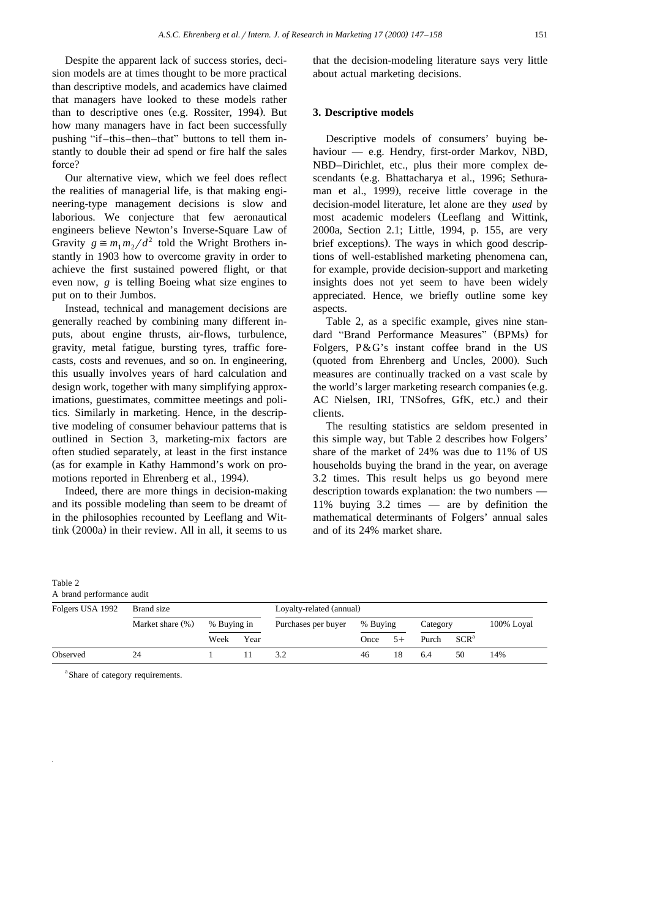Despite the apparent lack of success stories, decision models are at times thought to be more practical than descriptive models, and academics have claimed that managers have looked to these models rather than to descriptive ones (e.g. Rossiter, 1994). But how many managers have in fact been successfully pushing "if–this–then–that" buttons to tell them instantly to double their ad spend or fire half the sales force?

Our alternative view, which we feel does reflect the realities of managerial life, is that making engineering-type management decisions is slow and laborious. We conjecture that few aeronautical engineers believe Newton's Inverse-Square Law of Gravity $g \cong m_1 m_2 / d^2$ told the Wright Brothers instantly in 1903 how to overcome gravity in order to achieve the first sustained powered flight, or that even now, $g$ is telling Boeing what size engines to put on to their Jumbos.

Instead, technical and management decisions are generally reached by combining many different inputs, about engine thrusts, air-flows, turbulence, gravity, metal fatigue, bursting tyres, traffic forecasts, costs and revenues, and so on. In engineering, this usually involves years of hard calculation and design work, together with many simplifying approximations, guestimates, committee meetings and politics. Similarly in marketing. Hence, in the descriptive modeling of consumer behaviour patterns that is outlined in Section 3, marketing-mix factors are often studied separately, at least in the first instance (as for example in Kathy Hammond's work on promotions reported in Ehrenberg et al., 1994).

Indeed, there are more things in decision-making and its possible modeling than seem to be dreamt of in the philosophies recounted by Leeflang and Wittink (2000a) in their review. All in all, it seems to us that the decision-modeling literature says very little about actual marketing decisions.

## 3. Descriptive models

Descriptive models of consumers' buying behaviour — e.g. Hendry, first-order Markov, NBD, NBD–Dirichlet, etc., plus their more complex descendants (e.g. Bhattacharya et al., 1996; Sethuraman et al., 1999), receive little coverage in the decision-model literature, let alone are they *used* by most academic modelers (Leeflang and Wittink, 2000a, Section 2.1; Little, 1994, p. 155, are very brief exceptions). The ways in which good descriptions of well-established marketing phenomena can, for example, provide decision-support and marketing insights does not yet seem to have been widely appreciated. Hence, we briefly outline some key aspects.

Table 2, as a specific example, gives nine standard "Brand Performance Measures" (BPMs) for Folgers, P&G's instant coffee brand in the US (quoted from Ehrenberg and Uncles, 2000). Such measures are continually tracked on a vast scale by the world's larger marketing research companies (e.g. AC Nielsen, IRI, TNSofres, GfK, etc.) and their clients.

The resulting statistics are seldom presented in this simple way, but Table 2 describes how Folgers' share of the market of 24% was due to 11% of US households buying the brand in the year, on average 3.2 times. This result helps us go beyond mere description towards explanation: the two numbers — 11% buying 3.2 times — are by definition the mathematical determinants of Folgers' annual sales and of its 24% market share.

Table 2
A brand performance audit

| Folgers USA 1992 | Brand size | | | Loyalty-related (annual) | | | | | |
|---|---|---|---|---|---|---|---|---|---|
| | Market share (%) | % Buying in | | Purchases per buyer | % Buying | | Category | | 100% Loyal |
| | | Week | Year | | Once | 5+ | Purch | SCR[a] | |
| Observed | 24 | 1 | 11 | 3.2 | 46 | 18 | 6.4 | 50 | 14% |

[a] Share of category requirements.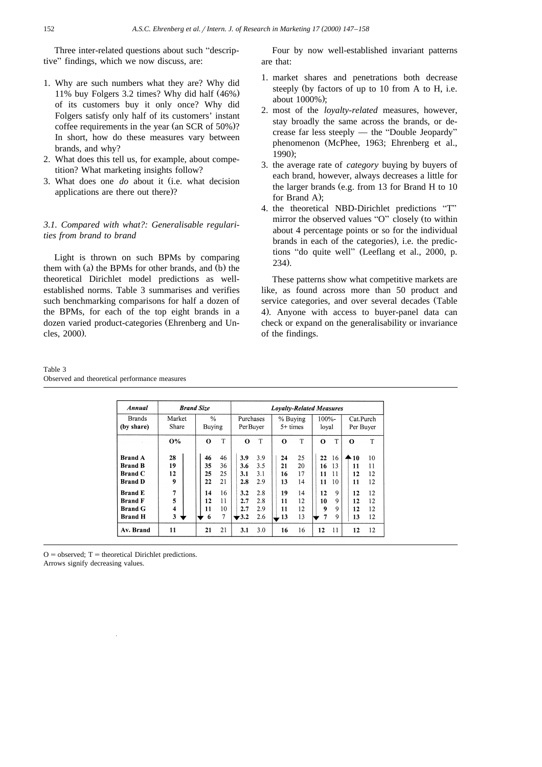Three inter-related questions about such "descriptive" findings, which we now discuss, are:

1. Why are such numbers what they are? Why did 11% buy Folgers 3.2 times? Why did half (46%) of its customers buy it only once? Why did Folgers satisfy only half of its customers' instant coffee requirements in the year (an SCR of 50%)? In short, how do these measures vary between brands, and why?
2. What does this tell us, for example, about competition? What marketing insights follow?
3. What does one *do* about it (i.e. what decision applications are there out there)?

### 3.1. Compared with what?: Generalisable regularities from brand to brand

Light is thrown on such BPMs by comparing them with (a) the BPMs for other brands, and (b) the theoretical Dirichlet model predictions as well-established norms. Table 3 summarises and verifies such benchmarking comparisons for half a dozen of the BPMs, for each of the top eight brands in a dozen varied product-categories (Ehrenberg and Uncles, 2000).

Four by now well-established invariant patterns are that:

1. market shares and penetrations both decrease steeply (by factors of up to 10 from A to H, i.e. about 1000%);
2. most of the *loyalty-related* measures, however, stay broadly the same across the brands, or decrease far less steeply — the "Double Jeopardy" phenomenon (McPhee, 1963; Ehrenberg et al., 1990);
3. the average rate of *category* buying by buyers of each brand, however, always decreases a little for the larger brands (e.g. from 13 for Brand H to 10 for Brand A);
4. the theoretical NBD-Dirichlet predictions "T" mirror the observed values "O" closely (to within about 4 percentage points or so for the individual brands in each of the categories), i.e. the predictions "do quite well" (Leeflang et al., 2000, p. 234).

These patterns show what competitive markets are like, as found across more than 50 product and service categories, and over several decades (Table 4). Anyone with access to buyer-panel data can check or expand on the generalisability or invariance of the findings.

Table 3
Observed and theoretical performance measures

| Annual | Brand Size | | | Loyalty-Related Measures | | | | | | | |
|---|---|---|---|---|---|---|---|---|---|---|---|
| Brands (by share) | Market Share | % Buying | | Purchases Per Buyer | | % Buying 5+ times | | 100%-loyal | | Cat.Purch Per Buyer | |
| | O% | O | T | O | T | O | T | O | T | O | T |
| **Brand A** | **28** | **46** | 46 | **3.9** | 3.9 | **24** | 25 | **22** | 16 | **10** | 10 |
| **Brand B** | **19** | **35** | 36 | **3.6** | 3.5 | **21** | 20 | **16** | 13 | **11** | 11 |
| **Brand C** | **12** | **25** | 25 | **3.1** | 3.1 | **16** | 17 | **11** | 11 | **12** | 12 |
| **Brand D** | **9** | **22** | 21 | **2.8** | 2.9 | **13** | 14 | **11** | 10 | **11** | 12 |
| **Brand E** | **7** | **14** | 16 | **3.2** | 2.8 | **19** | 14 | **12** | 9 | **12** | 12 |
| **Brand F** | **5** | **12** | 11 | **2.7** | 2.8 | **11** | 12 | **10** | 9 | **12** | 12 |
| **Brand G** | **4** | **11** | 10 | **2.7** | 2.9 | **11** | 12 | **9** | 9 | **12** | 12 |
| **Brand H** | **3** | **6** | 7 | **3.2** | 2.6 | **13** | 13 | **7** | 9 | **13** | 12 |
| **Av. Brand** | **11** | **21** | 21 | **3.1** | 3.0 | **16** | 16 | **12** | 11 | **12** | 12 |

O = observed; T = theoretical Dirichlet predictions.
Arrows signify decreasing values.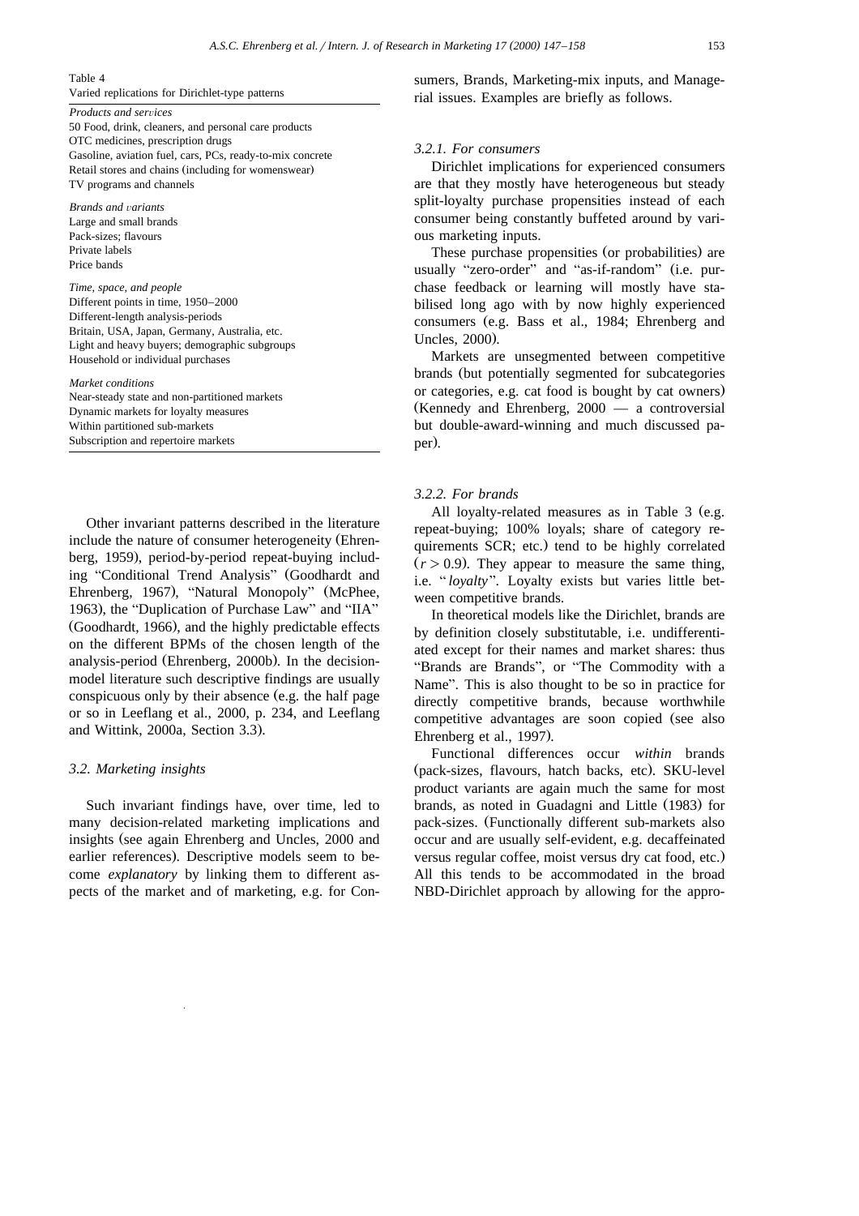Table 4
Varied replications for Dirichlet-type patterns

| |
|---|
| *Products and services* |
| 50 Food, drink, cleaners, and personal care products |
| OTC medicines, prescription drugs |
| Gasoline, aviation fuel, cars, PCs, ready-to-mix concrete |
| Retail stores and chains (including for womenswear) |
| TV programs and channels |
| *Brands and variants* |
| Large and small brands |
| Pack-sizes; flavours |
| Private labels |
| Price bands |
| *Time, space, and people* |
| Different points in time, 1950–2000 |
| Different-length analysis-periods |
| Britain, USA, Japan, Germany, Australia, etc. |
| Light and heavy buyers; demographic subgroups |
| Household or individual purchases |
| *Market conditions* |
| Near-steady state and non-partitioned markets |
| Dynamic markets for loyalty measures |
| Within partitioned sub-markets |
| Subscription and repertoire markets |

Other invariant patterns described in the literature include the nature of consumer heterogeneity (Ehrenberg, 1959), period-by-period repeat-buying including "Conditional Trend Analysis" (Goodhardt and Ehrenberg, 1967), "Natural Monopoly" (McPhee, 1963), the "Duplication of Purchase Law" and "IIA" (Goodhardt, 1966), and the highly predictable effects on the different BPMs of the chosen length of the analysis-period (Ehrenberg, 2000b). In the decision-model literature such descriptive findings are usually conspicuous only by their absence (e.g. the half page or so in Leeflang et al., 2000, p. 234, and Leeflang and Wittink, 2000a, Section 3.3).

### 3.2. Marketing insights

Such invariant findings have, over time, led to many decision-related marketing implications and insights (see again Ehrenberg and Uncles, 2000 and earlier references). Descriptive models seem to become *explanatory* by linking them to different aspects of the market and of marketing, e.g. for Consumers, Brands, Marketing-mix inputs, and Managerial issues. Examples are briefly as follows.

#### 3.2.1. For consumers

Dirichlet implications for experienced consumers are that they mostly have heterogeneous but steady split-loyalty purchase propensities instead of each consumer being constantly buffeted around by various marketing inputs.

These purchase propensities (or probabilities) are usually "zero-order" and "as-if-random" (i.e. purchase feedback or learning will mostly have stabilised long ago with by now highly experienced consumers (e.g. Bass et al., 1984; Ehrenberg and Uncles, 2000).

Markets are unsegmented between competitive brands (but potentially segmented for subcategories or categories, e.g. cat food is bought by cat owners) (Kennedy and Ehrenberg, 2000 — a controversial but double-award-winning and much discussed paper).

#### 3.2.2. For brands

All loyalty-related measures as in Table 3 (e.g. repeat-buying; 100% loyals; share of category requirements SCR; etc.) tend to be highly correlated ($r > 0.9$). They appear to measure the same thing, i.e. "*loyalty*". Loyalty exists but varies little between competitive brands.

In theoretical models like the Dirichlet, brands are by definition closely substitutable, i.e. undifferentiated except for their names and market shares: thus "Brands are Brands", or "The Commodity with a Name". This is also thought to be so in practice for directly competitive brands, because worthwhile competitive advantages are soon copied (see also Ehrenberg et al., 1997).

Functional differences occur *within* brands (pack-sizes, flavours, hatch backs, etc). SKU-level product variants are again much the same for most brands, as noted in Guadagni and Little (1983) for pack-sizes. (Functionally different sub-markets also occur and are usually self-evident, e.g. decaffeinated versus regular coffee, moist versus dry cat food, etc.) All this tends to be accommodated in the broad NBD-Dirichlet approach by allowing for the appro-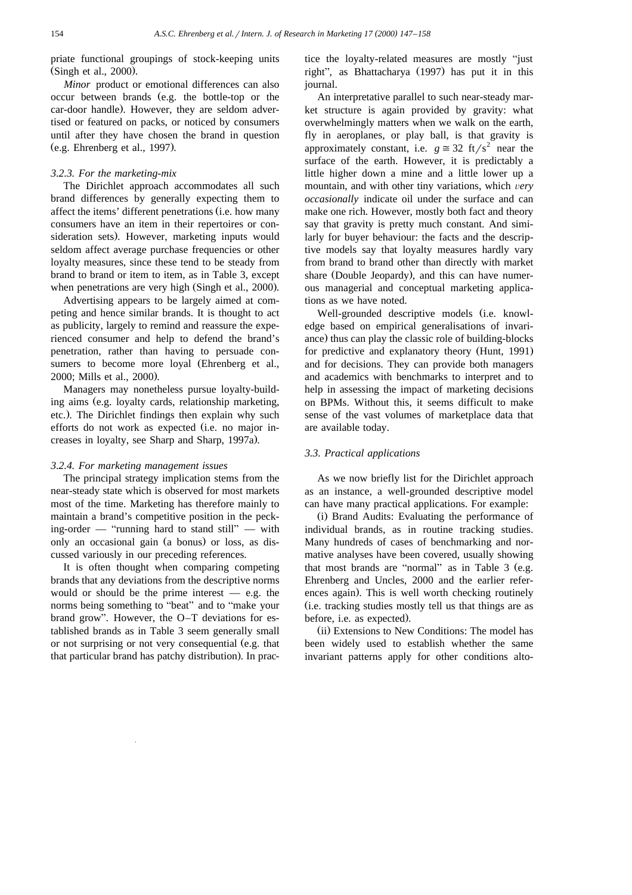priate functional groupings of stock-keeping units (Singh et al., 2000).

*Minor* product or emotional differences can also occur between brands (e.g. the bottle-top or the car-door handle). However, they are seldom advertised or featured on packs, or noticed by consumers until after they have chosen the brand in question (e.g. Ehrenberg et al., 1997).

### 3.2.3. For the marketing-mix

The Dirichlet approach accommodates all such brand differences by generally expecting them to affect the items' different penetrations (i.e. how many consumers have an item in their repertoires or consideration sets). However, marketing inputs would seldom affect average purchase frequencies or other loyalty measures, since these tend to be steady from brand to brand or item to item, as in Table 3, except when penetrations are very high (Singh et al., 2000).

Advertising appears to be largely aimed at competing and hence similar brands. It is thought to act as publicity, largely to remind and reassure the experienced consumer and help to defend the brand's penetration, rather than having to persuade consumers to become more loyal (Ehrenberg et al., 2000; Mills et al., 2000).

Managers may nonetheless pursue loyalty-building aims (e.g. loyalty cards, relationship marketing, etc.). The Dirichlet findings then explain why such efforts do not work as expected (i.e. no major increases in loyalty, see Sharp and Sharp, 1997a).

### 3.2.4. For marketing management issues

The principal strategy implication stems from the near-steady state which is observed for most markets most of the time. Marketing has therefore mainly to maintain a brand's competitive position in the pecking-order — "running hard to stand still" — with only an occasional gain (a bonus) or loss, as discussed variously in our preceding references.

It is often thought when comparing competing brands that any deviations from the descriptive norms would or should be the prime interest — e.g. the norms being something to "beat" and to "make your brand grow". However, the O–T deviations for established brands as in Table 3 seem generally small or not surprising or not very consequential (e.g. that that particular brand has patchy distribution). In practice the loyalty-related measures are mostly "just right", as Bhattacharya (1997) has put it in this journal.

An interpretative parallel to such near-steady market structure is again provided by gravity: what overwhelmingly matters when we walk on the earth, fly in aeroplanes, or play ball, is that gravity is approximately constant, i.e. $g \cong 32$ ft/s$^2$ near the surface of the earth. However, it is predictably a little higher down a mine and a little lower up a mountain, and with other tiny variations, which *very occasionally* indicate oil under the surface and can make one rich. However, mostly both fact and theory say that gravity is pretty much constant. And similarly for buyer behaviour: the facts and the descriptive models say that loyalty measures hardly vary from brand to brand other than directly with market share (Double Jeopardy), and this can have numerous managerial and conceptual marketing applications as we have noted.

Well-grounded descriptive models (i.e. knowledge based on empirical generalisations of invariance) thus can play the classic role of building-blocks for predictive and explanatory theory (Hunt, 1991) and for decisions. They can provide both managers and academics with benchmarks to interpret and to help in assessing the impact of marketing decisions on BPMs. Without this, it seems difficult to make sense of the vast volumes of marketplace data that are available today.

### 3.3. Practical applications

As we now briefly list for the Dirichlet approach as an instance, a well-grounded descriptive model can have many practical applications. For example:

(i) Brand Audits: Evaluating the performance of individual brands, as in routine tracking studies. Many hundreds of cases of benchmarking and normative analyses have been covered, usually showing that most brands are "normal" as in Table 3 (e.g. Ehrenberg and Uncles, 2000 and the earlier references again). This is well worth checking routinely (i.e. tracking studies mostly tell us that things are as before, i.e. as expected).

(ii) Extensions to New Conditions: The model has been widely used to establish whether the same invariant patterns apply for other conditions alto-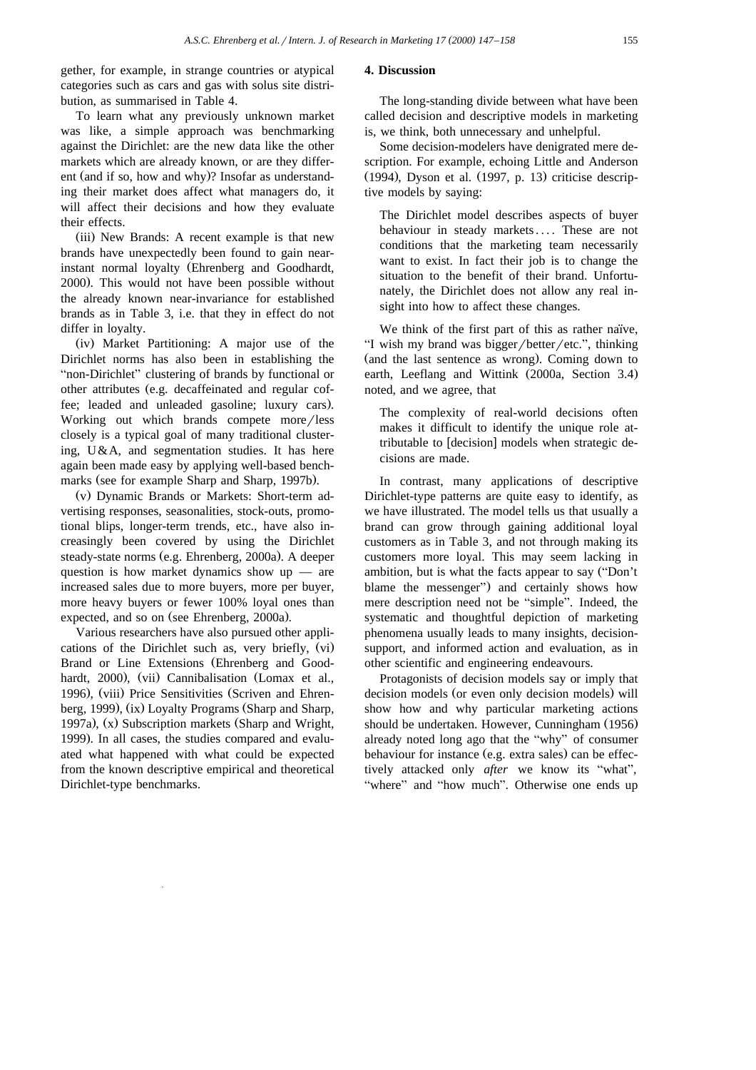gether, for example, in strange countries or atypical categories such as cars and gas with solus site distribution, as summarised in Table 4.

To learn what any previously unknown market was like, a simple approach was benchmarking against the Dirichlet: are the new data like the other markets which are already known, or are they different (and if so, how and why)? Insofar as understanding their market does affect what managers do, it will affect their decisions and how they evaluate their effects.

(iii) New Brands: A recent example is that new brands have unexpectedly been found to gain near-instant normal loyalty (Ehrenberg and Goodhardt, 2000). This would not have been possible without the already known near-invariance for established brands as in Table 3, i.e. that they in effect do not differ in loyalty.

(iv) Market Partitioning: A major use of the Dirichlet norms has also been in establishing the "non-Dirichlet" clustering of brands by functional or other attributes (e.g. decaffeinated and regular coffee; leaded and unleaded gasoline; luxury cars). Working out which brands compete more/less closely is a typical goal of many traditional clustering, U&A, and segmentation studies. It has here again been made easy by applying well-based benchmarks (see for example Sharp and Sharp, 1997b).

(v) Dynamic Brands or Markets: Short-term advertising responses, seasonalities, stock-outs, promotional blips, longer-term trends, etc., have also increasingly been covered by using the Dirichlet steady-state norms (e.g. Ehrenberg, 2000a). A deeper question is how market dynamics show up — are increased sales due to more buyers, more per buyer, more heavy buyers or fewer 100% loyal ones than expected, and so on (see Ehrenberg, 2000a).

Various researchers have also pursued other applications of the Dirichlet such as, very briefly, (vi) Brand or Line Extensions (Ehrenberg and Goodhardt, 2000), (vii) Cannibalisation (Lomax et al., 1996), (viii) Price Sensitivities (Scriven and Ehrenberg, 1999), (ix) Loyalty Programs (Sharp and Sharp, 1997a), (x) Subscription markets (Sharp and Wright, 1999). In all cases, the studies compared and evaluated what happened with what could be expected from the known descriptive empirical and theoretical Dirichlet-type benchmarks.

## 4. Discussion

The long-standing divide between what have been called decision and descriptive models in marketing is, we think, both unnecessary and unhelpful.

Some decision-modelers have denigrated mere description. For example, echoing Little and Anderson (1994), Dyson et al. (1997, p. 13) criticise descriptive models by saying:

> The Dirichlet model describes aspects of buyer behaviour in steady markets.... These are not conditions that the marketing team necessarily want to exist. In fact their job is to change the situation to the benefit of their brand. Unfortunately, the Dirichlet does not allow any real insight into how to affect these changes.

We think of the first part of this as rather naïve, "I wish my brand was bigger/better/etc.", thinking (and the last sentence as wrong). Coming down to earth, Leeflang and Wittink (2000a, Section 3.4) noted, and we agree, that

> The complexity of real-world decisions often makes it difficult to identify the unique role attributable to [decision] models when strategic decisions are made.

In contrast, many applications of descriptive Dirichlet-type patterns are quite easy to identify, as we have illustrated. The model tells us that usually a brand can grow through gaining additional loyal customers as in Table 3, and not through making its customers more loyal. This may seem lacking in ambition, but is what the facts appear to say ("Don't blame the messenger") and certainly shows how mere description need not be "simple". Indeed, the systematic and thoughtful depiction of marketing phenomena usually leads to many insights, decision-support, and informed action and evaluation, as in other scientific and engineering endeavours.

Protagonists of decision models say or imply that decision models (or even only decision models) will show how and why particular marketing actions should be undertaken. However, Cunningham (1956) already noted long ago that the "why" of consumer behaviour for instance (e.g. extra sales) can be effectively attacked only *after* we know its "what", "where" and "how much". Otherwise one ends up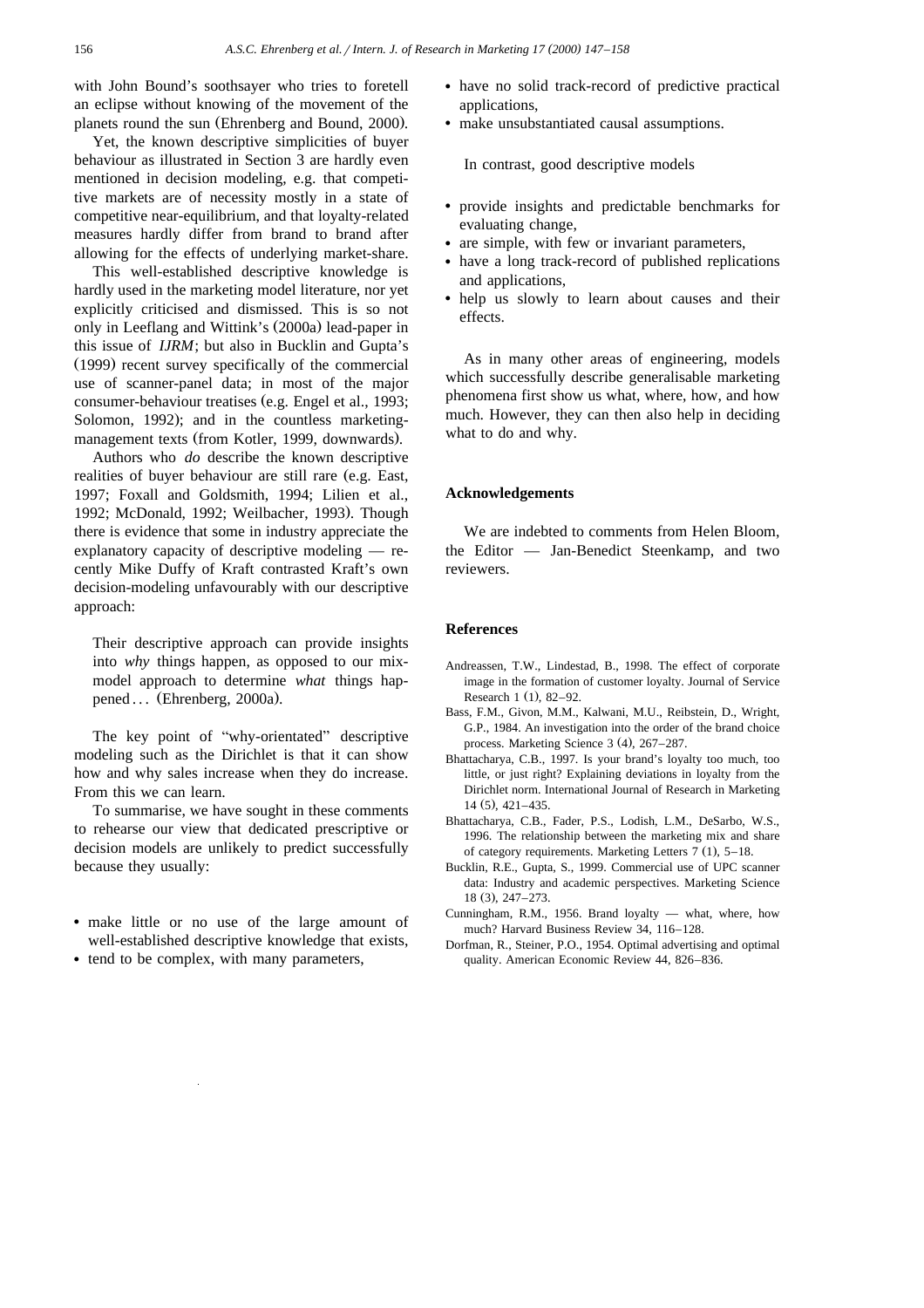with John Bound's soothsayer who tries to foretell an eclipse without knowing of the movement of the planets round the sun (Ehrenberg and Bound, 2000).

Yet, the known descriptive simplicities of buyer behaviour as illustrated in Section 3 are hardly even mentioned in decision modeling, e.g. that competitive markets are of necessity mostly in a state of competitive near-equilibrium, and that loyalty-related measures hardly differ from brand to brand after allowing for the effects of underlying market-share.

This well-established descriptive knowledge is hardly used in the marketing model literature, nor yet explicitly criticised and dismissed. This is so not only in Leeflang and Wittink's (2000a) lead-paper in this issue of *IJRM*; but also in Bucklin and Gupta's (1999) recent survey specifically of the commercial use of scanner-panel data; in most of the major consumer-behaviour treatises (e.g. Engel et al., 1993; Solomon, 1992); and in the countless marketing-management texts (from Kotler, 1999, downwards).

Authors who *do* describe the known descriptive realities of buyer behaviour are still rare (e.g. East, 1997; Foxall and Goldsmith, 1994; Lilien et al., 1992; McDonald, 1992; Weilbacher, 1993). Though there is evidence that some in industry appreciate the explanatory capacity of descriptive modeling — recently Mike Duffy of Kraft contrasted Kraft's own decision-modeling unfavourably with our descriptive approach:

> Their descriptive approach can provide insights into *why* things happen, as opposed to our mix-model approach to determine *what* things happened... (Ehrenberg, 2000a).

The key point of "why-orientated" descriptive modeling such as the Dirichlet is that it can show how and why sales increase when they do increase. From this we can learn.

To summarise, we have sought in these comments to rehearse our view that dedicated prescriptive or decision models are unlikely to predict successfully because they usually:

- make little or no use of the large amount of well-established descriptive knowledge that exists,
- tend to be complex, with many parameters,
- have no solid track-record of predictive practical applications,
- make unsubstantiated causal assumptions.

In contrast, good descriptive models

- provide insights and predictable benchmarks for evaluating change,
- are simple, with few or invariant parameters,
- have a long track-record of published replications and applications,
- help us slowly to learn about causes and their effects.

As in many other areas of engineering, models which successfully describe generalisable marketing phenomena first show us what, where, how, and how much. However, they can then also help in deciding what to do and why.

## Acknowledgements

We are indebted to comments from Helen Bloom, the Editor — Jan-Benedict Steenkamp, and two reviewers.

## References

Andreassen, T.W., Lindestad, B., 1998. The effect of corporate image in the formation of customer loyalty. Journal of Service Research 1 (1), 82–92.

Bass, F.M., Givon, M.M., Kalwani, M.U., Reibstein, D., Wright, G.P., 1984. An investigation into the order of the brand choice process. Marketing Science 3 (4), 267–287.

Bhattacharya, C.B., 1997. Is your brand's loyalty too much, too little, or just right? Explaining deviations in loyalty from the Dirichlet norm. International Journal of Research in Marketing 14 (5), 421–435.

Bhattacharya, C.B., Fader, P.S., Lodish, L.M., DeSarbo, W.S., 1996. The relationship between the marketing mix and share of category requirements. Marketing Letters 7 (1), 5–18.

Bucklin, R.E., Gupta, S., 1999. Commercial use of UPC scanner data: Industry and academic perspectives. Marketing Science 18 (3), 247–273.

Cunningham, R.M., 1956. Brand loyalty — what, where, how much? Harvard Business Review 34, 116–128.

Dorfman, R., Steiner, P.O., 1954. Optimal advertising and optimal quality. American Economic Review 44, 826–836.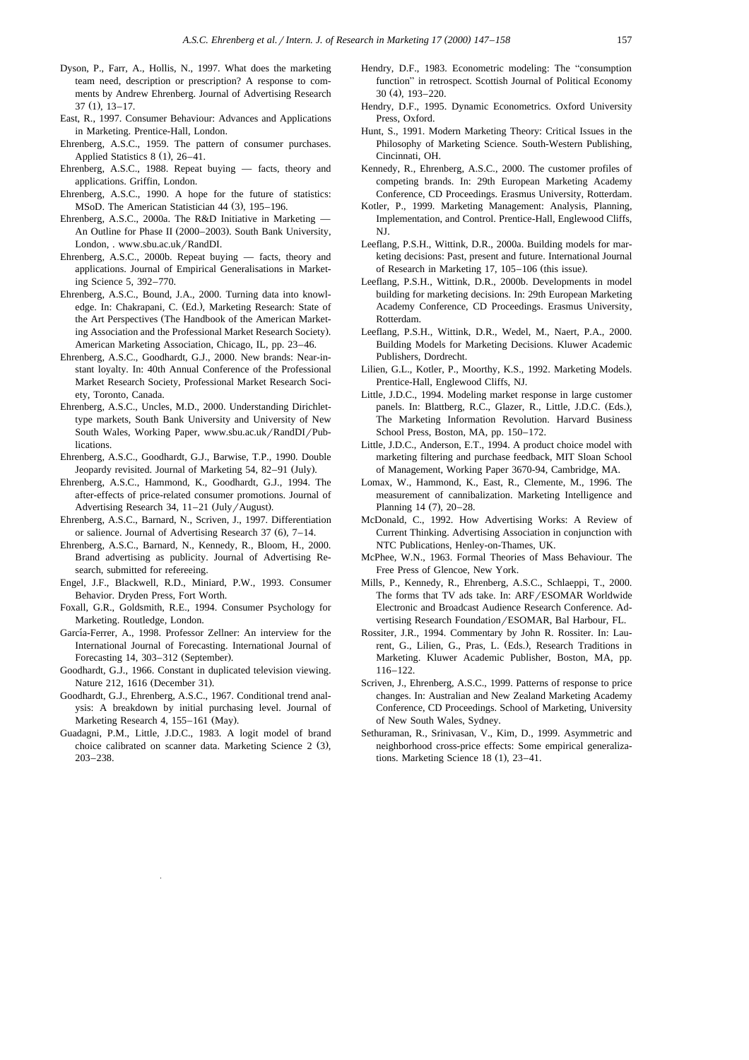Dyson, P., Farr, A., Hollis, N., 1997. What does the marketing team need, description or prescription? A response to comments by Andrew Ehrenberg. Journal of Advertising Research 37 (1), 13–17.

East, R., 1997. Consumer Behaviour: Advances and Applications in Marketing. Prentice-Hall, London.

Ehrenberg, A.S.C., 1959. The pattern of consumer purchases. Applied Statistics 8 (1), 26–41.

Ehrenberg, A.S.C., 1988. Repeat buying — facts, theory and applications. Griffin, London.

Ehrenberg, A.S.C., 1990. A hope for the future of statistics: MSoD. The American Statistician 44 (3), 195–196.

Ehrenberg, A.S.C., 2000a. The R&D Initiative in Marketing — An Outline for Phase II (2000–2003). South Bank University, London, . www.sbu.ac.uk/RandDI.

Ehrenberg, A.S.C., 2000b. Repeat buying — facts, theory and applications. Journal of Empirical Generalisations in Marketing Science 5, 392–770.

Ehrenberg, A.S.C., Bound, J.A., 2000. Turning data into knowledge. In: Chakrapani, C. (Ed.), Marketing Research: State of the Art Perspectives (The Handbook of the American Marketing Association and the Professional Market Research Society). American Marketing Association, Chicago, IL, pp. 23–46.

Ehrenberg, A.S.C., Goodhardt, G.J., 2000. New brands: Near-instant loyalty. In: 40th Annual Conference of the Professional Market Research Society, Professional Market Research Society, Toronto, Canada.

Ehrenberg, A.S.C., Uncles, M.D., 2000. Understanding Dirichlet-type markets, South Bank University and University of New South Wales, Working Paper, www.sbu.ac.uk/RandDI/Publications.

Ehrenberg, A.S.C., Goodhardt, G.J., Barwise, T.P., 1990. Double Jeopardy revisited. Journal of Marketing 54, 82–91 (July).

Ehrenberg, A.S.C., Hammond, K., Goodhardt, G.J., 1994. The after-effects of price-related consumer promotions. Journal of Advertising Research 34, 11–21 (July/August).

Ehrenberg, A.S.C., Barnard, N., Scriven, J., 1997. Differentiation or salience. Journal of Advertising Research 37 (6), 7–14.

Ehrenberg, A.S.C., Barnard, N., Kennedy, R., Bloom, H., 2000. Brand advertising as publicity. Journal of Advertising Research, submitted for refereeing.

Engel, J.F., Blackwell, R.D., Miniard, P.W., 1993. Consumer Behavior. Dryden Press, Fort Worth.

Foxall, G.R., Goldsmith, R.E., 1994. Consumer Psychology for Marketing. Routledge, London.

García-Ferrer, A., 1998. Professor Zellner: An interview for the International Journal of Forecasting. International Journal of Forecasting 14, 303–312 (September).

Goodhardt, G.J., 1966. Constant in duplicated television viewing. Nature 212, 1616 (December 31).

Goodhardt, G.J., Ehrenberg, A.S.C., 1967. Conditional trend analysis: A breakdown by initial purchasing level. Journal of Marketing Research 4, 155–161 (May).

Guadagni, P.M., Little, J.D.C., 1983. A logit model of brand choice calibrated on scanner data. Marketing Science 2 (3), 203–238.

Hendry, D.F., 1983. Econometric modeling: The "consumption function" in retrospect. Scottish Journal of Political Economy 30 (4), 193–220.

Hendry, D.F., 1995. Dynamic Econometrics. Oxford University Press, Oxford.

Hunt, S., 1991. Modern Marketing Theory: Critical Issues in the Philosophy of Marketing Science. South-Western Publishing, Cincinnati, OH.

Kennedy, R., Ehrenberg, A.S.C., 2000. The customer profiles of competing brands. In: 29th European Marketing Academy Conference, CD Proceedings. Erasmus University, Rotterdam.

Kotler, P., 1999. Marketing Management: Analysis, Planning, Implementation, and Control. Prentice-Hall, Englewood Cliffs, NJ.

Leeflang, P.S.H., Wittink, D.R., 2000a. Building models for marketing decisions: Past, present and future. International Journal of Research in Marketing 17, 105–106 (this issue).

Leeflang, P.S.H., Wittink, D.R., 2000b. Developments in model building for marketing decisions. In: 29th European Marketing Academy Conference, CD Proceedings. Erasmus University, Rotterdam.

Leeflang, P.S.H., Wittink, D.R., Wedel, M., Naert, P.A., 2000. Building Models for Marketing Decisions. Kluwer Academic Publishers, Dordrecht.

Lilien, G.L., Kotler, P., Moorthy, K.S., 1992. Marketing Models. Prentice-Hall, Englewood Cliffs, NJ.

Little, J.D.C., 1994. Modeling market response in large customer panels. In: Blattberg, R.C., Glazer, R., Little, J.D.C. (Eds.), The Marketing Information Revolution. Harvard Business School Press, Boston, MA, pp. 150–172.

Little, J.D.C., Anderson, E.T., 1994. A product choice model with marketing filtering and purchase feedback, MIT Sloan School of Management, Working Paper 3670-94, Cambridge, MA.

Lomax, W., Hammond, K., East, R., Clemente, M., 1996. The measurement of cannibalization. Marketing Intelligence and Planning 14 (7), 20–28.

McDonald, C., 1992. How Advertising Works: A Review of Current Thinking. Advertising Association in conjunction with NTC Publications, Henley-on-Thames, UK.

McPhee, W.N., 1963. Formal Theories of Mass Behaviour. The Free Press of Glencoe, New York.

Mills, P., Kennedy, R., Ehrenberg, A.S.C., Schlaeppi, T., 2000. The forms that TV ads take. In: ARF/ESOMAR Worldwide Electronic and Broadcast Audience Research Conference. Advertising Research Foundation/ESOMAR, Bal Harbour, FL.

Rossiter, J.R., 1994. Commentary by John R. Rossiter. In: Laurent, G., Lilien, G., Pras, L. (Eds.), Research Traditions in Marketing. Kluwer Academic Publisher, Boston, MA, pp. 116–122.

Scriven, J., Ehrenberg, A.S.C., 1999. Patterns of response to price changes. In: Australian and New Zealand Marketing Academy Conference, CD Proceedings. School of Marketing, University of New South Wales, Sydney.

Sethuraman, R., Srinivasan, V., Kim, D., 1999. Asymmetric and neighborhood cross-price effects: Some empirical generalizations. Marketing Science 18 (1), 23–41.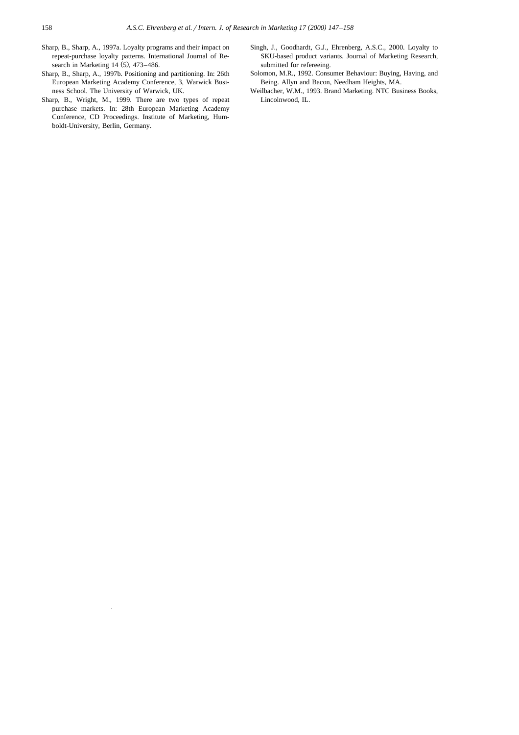Sharp, B., Sharp, A., 1997a. Loyalty programs and their impact on repeat-purchase loyalty patterns. International Journal of Research in Marketing 14 (5), 473–486.

Sharp, B., Sharp, A., 1997b. Positioning and partitioning. In: 26th European Marketing Academy Conference, 3, Warwick Business School. The University of Warwick, UK.

Sharp, B., Wright, M., 1999. There are two types of repeat purchase markets. In: 28th European Marketing Academy Conference, CD Proceedings. Institute of Marketing, Humboldt-University, Berlin, Germany.

Singh, J., Goodhardt, G.J., Ehrenberg, A.S.C., 2000. Loyalty to SKU-based product variants. Journal of Marketing Research, submitted for refereeing.

Solomon, M.R., 1992. Consumer Behaviour: Buying, Having, and Being. Allyn and Bacon, Needham Heights, MA.

Weilbacher, W.M., 1993. Brand Marketing. NTC Business Books, Lincolnwood, IL.